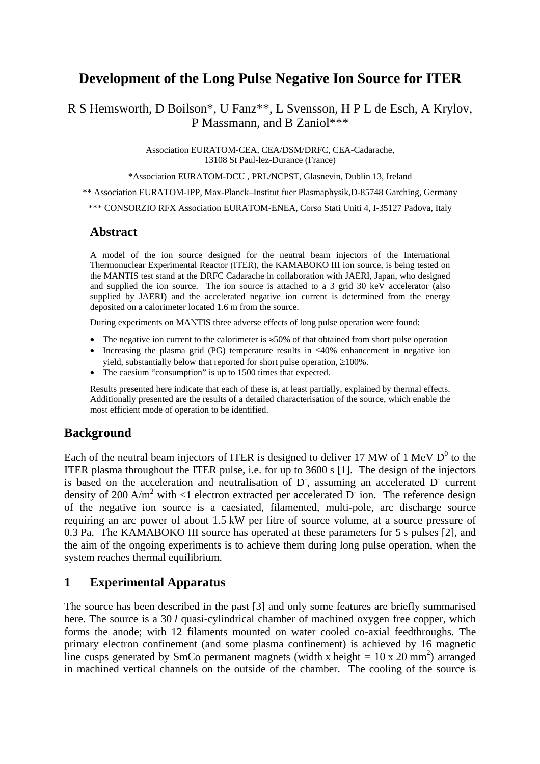# Development of the Long Pulse Negative Ion Source for ITER

R S Hemsworth, D Boilson*, U Fanz**, L Svensson, H P L de Esch, A Krylov, P Massmann, and B Zaniol***

Association EURATOM-CEA, CEA/DSM/DRFC, CEA-Cadarache, 13108 St Paul-lez-Durance (France)

*Association EURATOM-DCU , PRL/NCPST, Glasnevin, Dublin 13, Ireland

** Association EURATOM-IPP, Max-Planck–Institut fuer Plasmaphysik,D-85748 Garching, Germany

*** CONSORZIO RFX Association EURATOM-ENEA, Corso Stati Uniti 4, I-35127 Padova, Italy

## Abstract

A model of the ion source designed for the neutral beam injectors of the International Thermonuclear Experimental Reactor (ITER), the KAMABOKO III ion source, is being tested on the MANTIS test stand at the DRFC Cadarache in collaboration with JAERI, Japan, who designed and supplied the ion source. The ion source is attached to a 3 grid 30 keV accelerator (also supplied by JAERI) and the accelerated negative ion current is determined from the energy deposited on a calorimeter located 1.6 m from the source.

During experiments on MANTIS three adverse effects of long pulse operation were found:

- The negative ion current to the calorimeter is ≈50% of that obtained from short pulse operation
- Increasing the plasma grid (PG) temperature results in ≤40% enhancement in negative ion yield, substantially below that reported for short pulse operation, ≥100%.
- The caesium "consumption" is up to 1500 times that expected.

Results presented here indicate that each of these is, at least partially, explained by thermal effects. Additionally presented are the results of a detailed characterisation of the source, which enable the most efficient mode of operation to be identified.

## Background

Each of the neutral beam injectors of ITER is designed to deliver 17 MW of 1 MeV $D^0$ to the ITER plasma throughout the ITER pulse, i.e. for up to 3600 s [1]. The design of the injectors is based on the acceleration and neutralisation of $D^-$, assuming an accelerated $D^-$ current density of 200 A/m$^2$ with <1 electron extracted per accelerated $D^-$ ion. The reference design of the negative ion source is a caesiated, filamented, multi-pole, arc discharge source requiring an arc power of about 1.5 kW per litre of source volume, at a source pressure of 0.3 Pa. The KAMABOKO III source has operated at these parameters for 5 s pulses [2], and the aim of the ongoing experiments is to achieve them during long pulse operation, when the system reaches thermal equilibrium.

## 1 Experimental Apparatus

The source has been described in the past [3] and only some features are briefly summarised here. The source is a 30 *l* quasi-cylindrical chamber of machined oxygen free copper, which forms the anode; with 12 filaments mounted on water cooled co-axial feedthroughs. The primary electron confinement (and some plasma confinement) is achieved by 16 magnetic line cusps generated by SmCo permanent magnets (width x height = 10 x 20 mm$^2$) arranged in machined vertical channels on the outside of the chamber. The cooling of the source is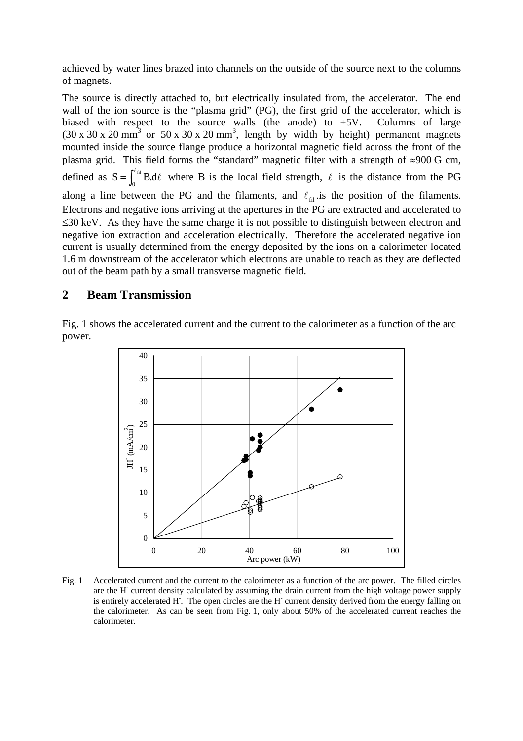achieved by water lines brazed into channels on the outside of the source next to the columns of magnets.

The source is directly attached to, but electrically insulated from, the accelerator. The end wall of the ion source is the "plasma grid" (PG), the first grid of the accelerator, which is biased with respect to the source walls (the anode) to +5V. Columns of large (30 x 30 x 20 mm$^3$ or 50 x 30 x 20 mm$^3$, length by width by height) permanent magnets mounted inside the source flange produce a horizontal magnetic field across the front of the plasma grid. This field forms the "standard" magnetic filter with a strength of $\approx$900 G cm, defined as $S = \int_0^{\ell_{fil}} B.d\ell$ where B is the local field strength, $\ell$ is the distance from the PG along a line between the PG and the filaments, and $\ell_{fil}$ .is the position of the filaments. Electrons and negative ions arriving at the apertures in the PG are extracted and accelerated to $\leq$30 keV. As they have the same charge it is not possible to distinguish between electron and negative ion extraction and acceleration electrically. Therefore the accelerated negative ion current is usually determined from the energy deposited by the ions on a calorimeter located 1.6 m downstream of the accelerator which electrons are unable to reach as they are deflected out of the beam path by a small transverse magnetic field.

## 2 Beam Transmission

Fig. 1 shows the accelerated current and the current to the calorimeter as a function of the arc power.

Fig. 1 Accelerated current and the current to the calorimeter as a function of the arc power. The filled circles are the $H^-$ current density calculated by assuming the drain current from the high voltage power supply is entirely accelerated $H^-$. The open circles are the $H^-$ current density derived from the energy falling on the calorimeter. As can be seen from Fig. 1, only about 50% of the accelerated current reaches the calorimeter.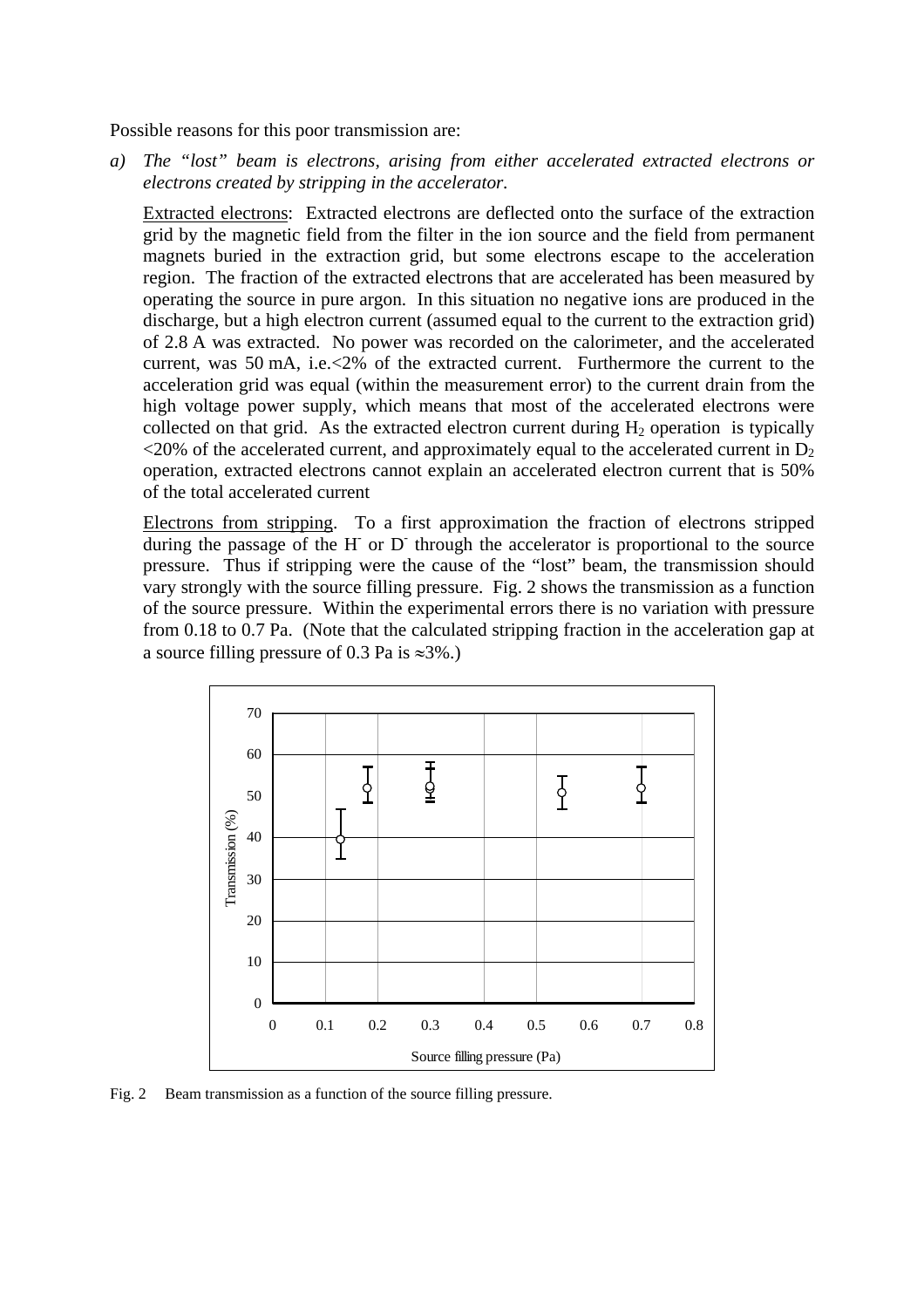Possible reasons for this poor transmission are:

*a) The "lost" beam is electrons, arising from either accelerated extracted electrons or electrons created by stripping in the accelerator.*

Extracted electrons: Extracted electrons are deflected onto the surface of the extraction grid by the magnetic field from the filter in the ion source and the field from permanent magnets buried in the extraction grid, but some electrons escape to the acceleration region. The fraction of the extracted electrons that are accelerated has been measured by operating the source in pure argon. In this situation no negative ions are produced in the discharge, but a high electron current (assumed equal to the current to the extraction grid) of 2.8 A was extracted. No power was recorded on the calorimeter, and the accelerated current, was 50 mA, i.e.<2% of the extracted current. Furthermore the current to the acceleration grid was equal (within the measurement error) to the current drain from the high voltage power supply, which means that most of the accelerated electrons were collected on that grid. As the extracted electron current during $H_2$ operation is typically <20% of the accelerated current, and approximately equal to the accelerated current in $D_2$ operation, extracted electrons cannot explain an accelerated electron current that is 50% of the total accelerated current

Electrons from stripping. To a first approximation the fraction of electrons stripped during the passage of the $H^-$ or $D^-$ through the accelerator is proportional to the source pressure. Thus if stripping were the cause of the "lost" beam, the transmission should vary strongly with the source filling pressure. Fig. 2 shows the transmission as a function of the source pressure. Within the experimental errors there is no variation with pressure from 0.18 to 0.7 Pa. (Note that the calculated stripping fraction in the acceleration gap at a source filling pressure of 0.3 Pa is ≈3%.)

Fig. 2 Beam transmission as a function of the source filling pressure.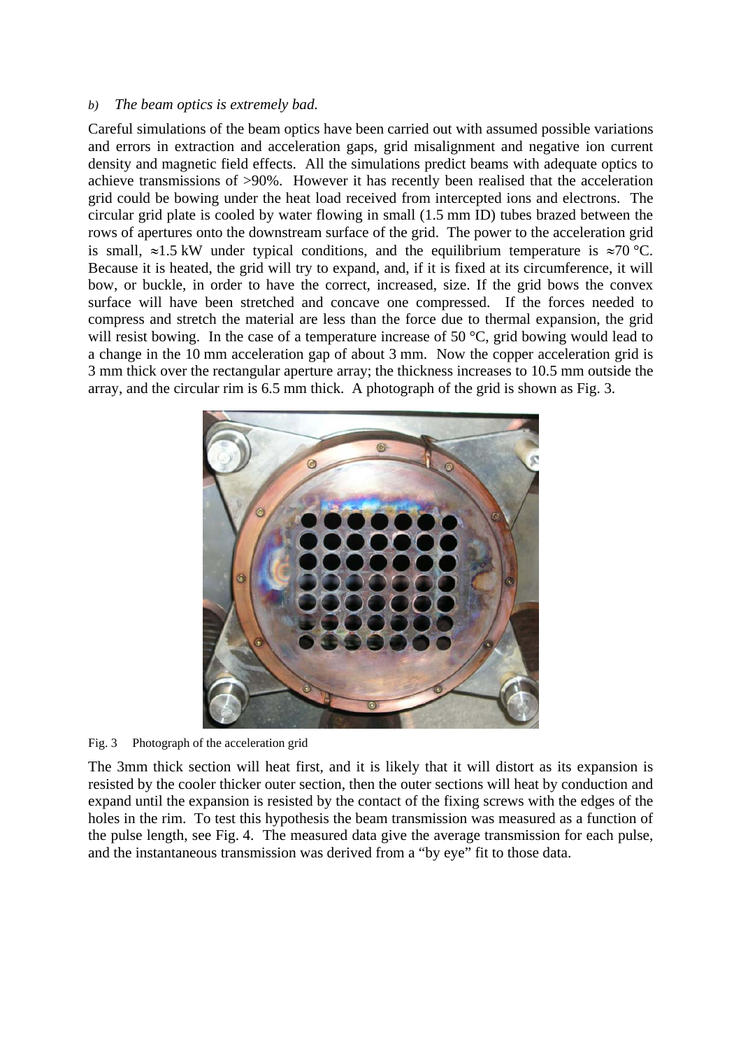*b) The beam optics is extremely bad.*

Careful simulations of the beam optics have been carried out with assumed possible variations and errors in extraction and acceleration gaps, grid misalignment and negative ion current density and magnetic field effects. All the simulations predict beams with adequate optics to achieve transmissions of >90%. However it has recently been realised that the acceleration grid could be bowing under the heat load received from intercepted ions and electrons. The circular grid plate is cooled by water flowing in small (1.5 mm ID) tubes brazed between the rows of apertures onto the downstream surface of the grid. The power to the acceleration grid is small, ≈1.5 kW under typical conditions, and the equilibrium temperature is ≈70 °C. Because it is heated, the grid will try to expand, and, if it is fixed at its circumference, it will bow, or buckle, in order to have the correct, increased, size. If the grid bows the convex surface will have been stretched and concave one compressed. If the forces needed to compress and stretch the material are less than the force due to thermal expansion, the grid will resist bowing. In the case of a temperature increase of 50 °C, grid bowing would lead to a change in the 10 mm acceleration gap of about 3 mm. Now the copper acceleration grid is 3 mm thick over the rectangular aperture array; the thickness increases to 10.5 mm outside the array, and the circular rim is 6.5 mm thick. A photograph of the grid is shown as Fig. 3.

Fig. 3 Photograph of the acceleration grid

The 3mm thick section will heat first, and it is likely that it will distort as its expansion is resisted by the cooler thicker outer section, then the outer sections will heat by conduction and expand until the expansion is resisted by the contact of the fixing screws with the edges of the holes in the rim. To test this hypothesis the beam transmission was measured as a function of the pulse length, see Fig. 4. The measured data give the average transmission for each pulse, and the instantaneous transmission was derived from a "by eye" fit to those data.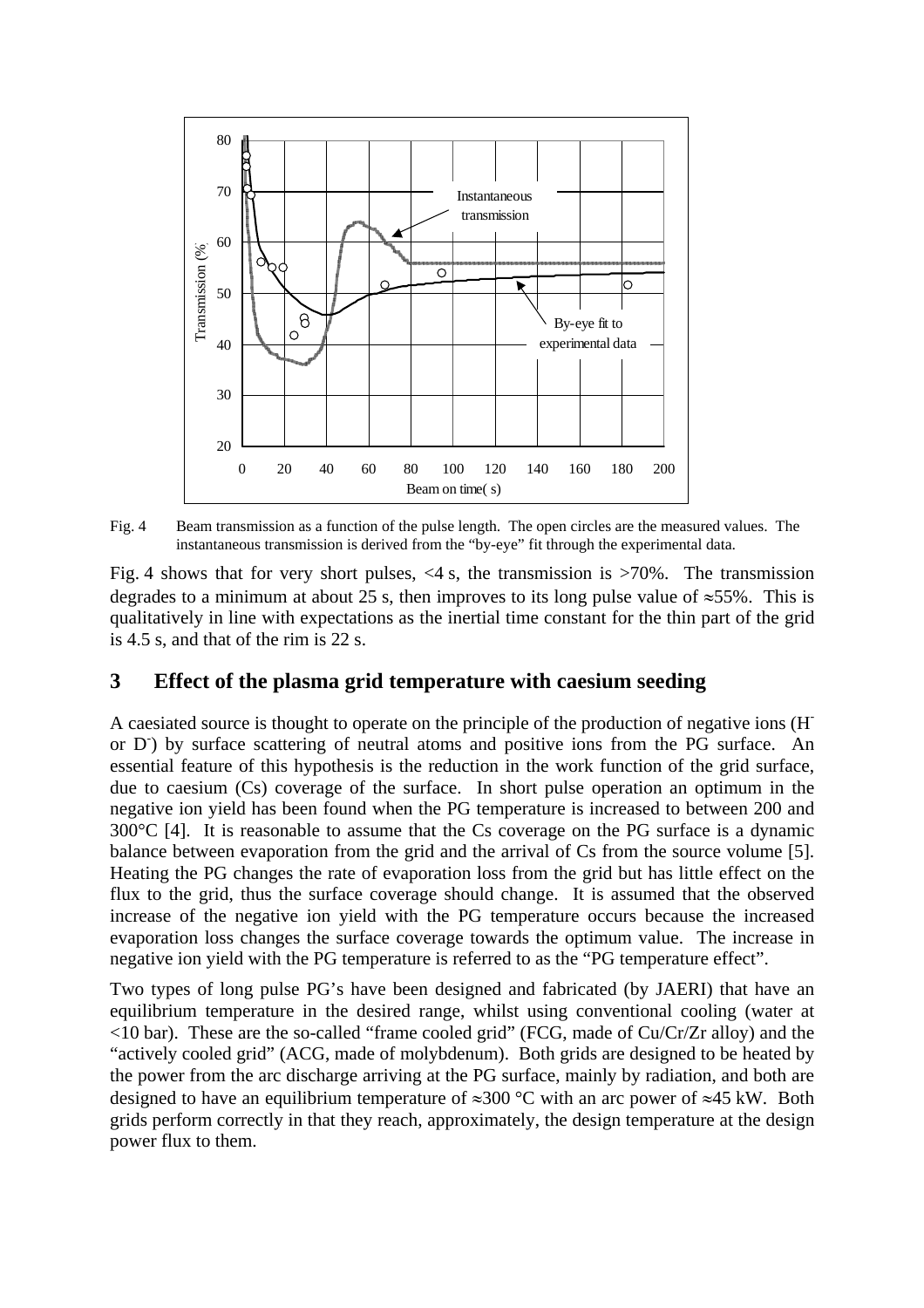Fig. 4 Beam transmission as a function of the pulse length. The open circles are the measured values. The instantaneous transmission is derived from the "by-eye" fit through the experimental data.

Fig. 4 shows that for very short pulses, <4 s, the transmission is >70%. The transmission degrades to a minimum at about 25 s, then improves to its long pulse value of ≈55%. This is qualitatively in line with expectations as the inertial time constant for the thin part of the grid is 4.5 s, and that of the rim is 22 s.

## 3 Effect of the plasma grid temperature with caesium seeding

A caesiated source is thought to operate on the principle of the production of negative ions ($H^-$ or $D^-$) by surface scattering of neutral atoms and positive ions from the PG surface. An essential feature of this hypothesis is the reduction in the work function of the grid surface, due to caesium (Cs) coverage of the surface. In short pulse operation an optimum in the negative ion yield has been found when the PG temperature is increased to between 200 and 300°C [4]. It is reasonable to assume that the Cs coverage on the PG surface is a dynamic balance between evaporation from the grid and the arrival of Cs from the source volume [5]. Heating the PG changes the rate of evaporation loss from the grid but has little effect on the flux to the grid, thus the surface coverage should change. It is assumed that the observed increase of the negative ion yield with the PG temperature occurs because the increased evaporation loss changes the surface coverage towards the optimum value. The increase in negative ion yield with the PG temperature is referred to as the "PG temperature effect".

Two types of long pulse PG's have been designed and fabricated (by JAERI) that have an equilibrium temperature in the desired range, whilst using conventional cooling (water at <10 bar). These are the so-called "frame cooled grid" (FCG, made of Cu/Cr/Zr alloy) and the "actively cooled grid" (ACG, made of molybdenum). Both grids are designed to be heated by the power from the arc discharge arriving at the PG surface, mainly by radiation, and both are designed to have an equilibrium temperature of ≈300 °C with an arc power of ≈45 kW. Both grids perform correctly in that they reach, approximately, the design temperature at the design power flux to them.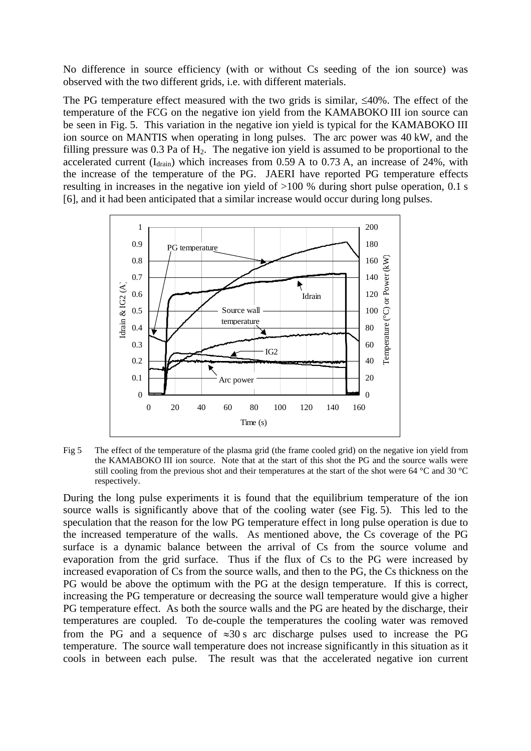No difference in source efficiency (with or without Cs seeding of the ion source) was observed with the two different grids, i.e. with different materials.

The PG temperature effect measured with the two grids is similar, ≤40%. The effect of the temperature of the FCG on the negative ion yield from the KAMABOKO III ion source can be seen in Fig. 5. This variation in the negative ion yield is typical for the KAMABOKO III ion source on MANTIS when operating in long pulses. The arc power was 40 kW, and the filling pressure was 0.3 Pa of $H_2$. The negative ion yield is assumed to be proportional to the accelerated current ($I_{drain}$) which increases from 0.59 A to 0.73 A, an increase of 24%, with the increase of the temperature of the PG. JAERI have reported PG temperature effects resulting in increases in the negative ion yield of >100 % during short pulse operation, 0.1 s [6], and it had been anticipated that a similar increase would occur during long pulses.

Fig 5 The effect of the temperature of the plasma grid (the frame cooled grid) on the negative ion yield from the KAMABOKO III ion source. Note that at the start of this shot the PG and the source walls were still cooling from the previous shot and their temperatures at the start of the shot were 64 °C and 30 °C respectively.

During the long pulse experiments it is found that the equilibrium temperature of the ion source walls is significantly above that of the cooling water (see Fig. 5). This led to the speculation that the reason for the low PG temperature effect in long pulse operation is due to the increased temperature of the walls. As mentioned above, the Cs coverage of the PG surface is a dynamic balance between the arrival of Cs from the source volume and evaporation from the grid surface. Thus if the flux of Cs to the PG were increased by increased evaporation of Cs from the source walls, and then to the PG, the Cs thickness on the PG would be above the optimum with the PG at the design temperature. If this is correct, increasing the PG temperature or decreasing the source wall temperature would give a higher PG temperature effect. As both the source walls and the PG are heated by the discharge, their temperatures are coupled. To de-couple the temperatures the cooling water was removed from the PG and a sequence of ≈30 s arc discharge pulses used to increase the PG temperature. The source wall temperature does not increase significantly in this situation as it cools in between each pulse. The result was that the accelerated negative ion current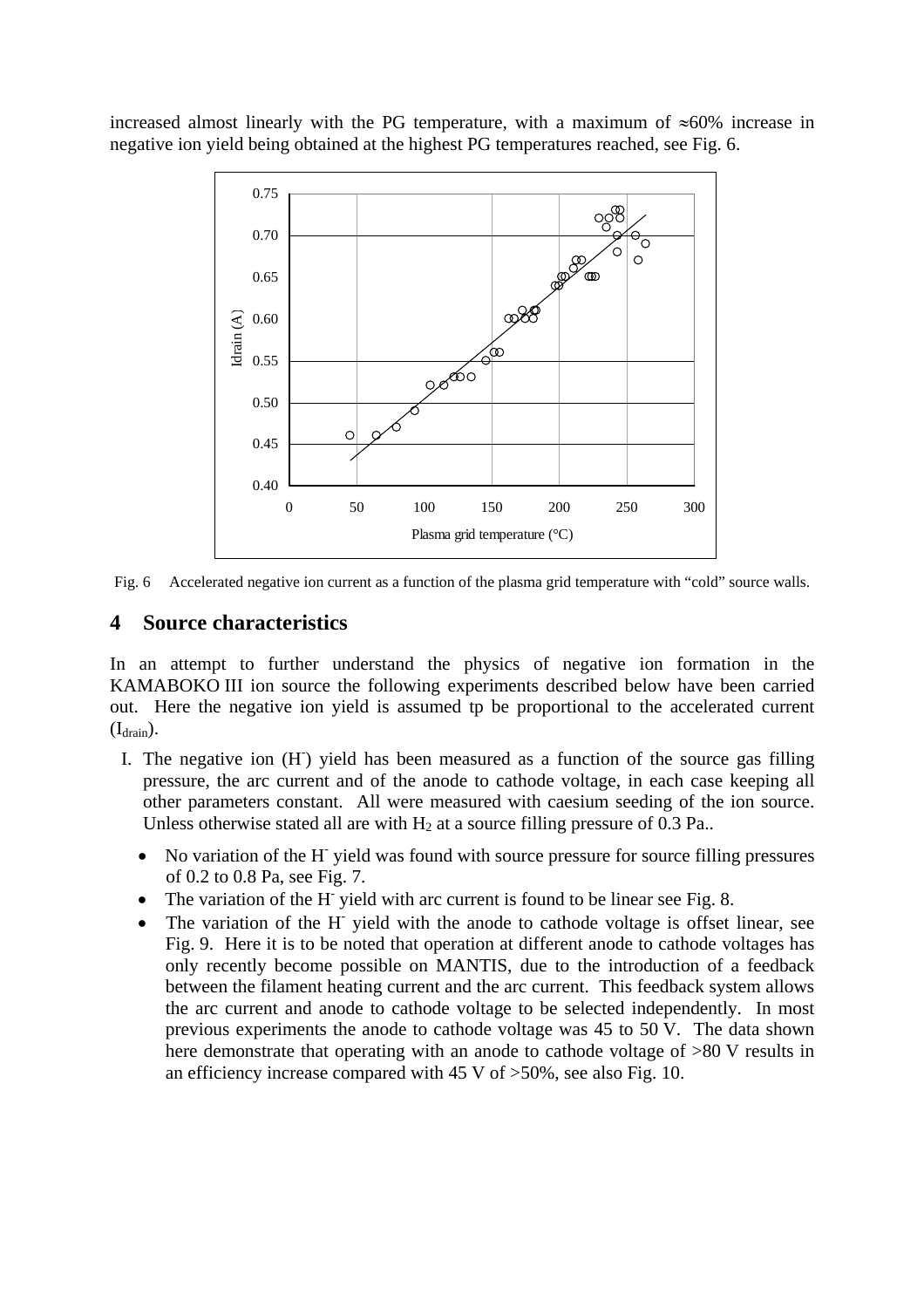increased almost linearly with the PG temperature, with a maximum of ≈60% increase in negative ion yield being obtained at the highest PG temperatures reached, see Fig. 6.

Fig. 6 Accelerated negative ion current as a function of the plasma grid temperature with "cold" source walls.

## 4 Source characteristics

In an attempt to further understand the physics of negative ion formation in the KAMABOKO III ion source the following experiments described below have been carried out. Here the negative ion yield is assumed tp be proportional to the accelerated current ($I_{drain}$).

I. The negative ion ($H^-$) yield has been measured as a function of the source gas filling pressure, the arc current and of the anode to cathode voltage, in each case keeping all other parameters constant. All were measured with caesium seeding of the ion source. Unless otherwise stated all are with $H_2$ at a source filling pressure of 0.3 Pa..

- No variation of the $H^-$ yield was found with source pressure for source filling pressures of 0.2 to 0.8 Pa, see Fig. 7.
- The variation of the $H^-$ yield with arc current is found to be linear see Fig. 8.
- The variation of the $H^-$ yield with the anode to cathode voltage is offset linear, see Fig. 9. Here it is to be noted that operation at different anode to cathode voltages has only recently become possible on MANTIS, due to the introduction of a feedback between the filament heating current and the arc current. This feedback system allows the arc current and anode to cathode voltage to be selected independently. In most previous experiments the anode to cathode voltage was 45 to 50 V. The data shown here demonstrate that operating with an anode to cathode voltage of >80 V results in an efficiency increase compared with 45 V of >50%, see also Fig. 10.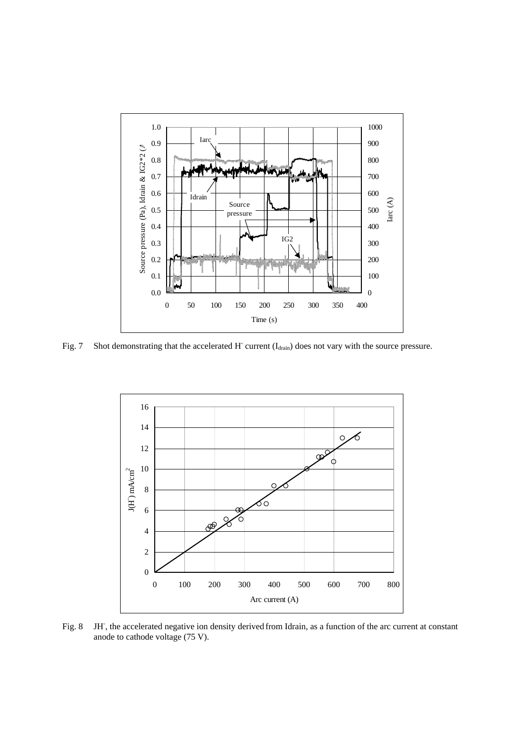Fig. 7 Shot demonstrating that the accelerated $H^-$ current ($I_{drain}$) does not vary with the source pressure.

Fig. 8 $JH^-$, the accelerated negative ion density derived from Idrain, as a function of the arc current at constant anode to cathode voltage (75 V).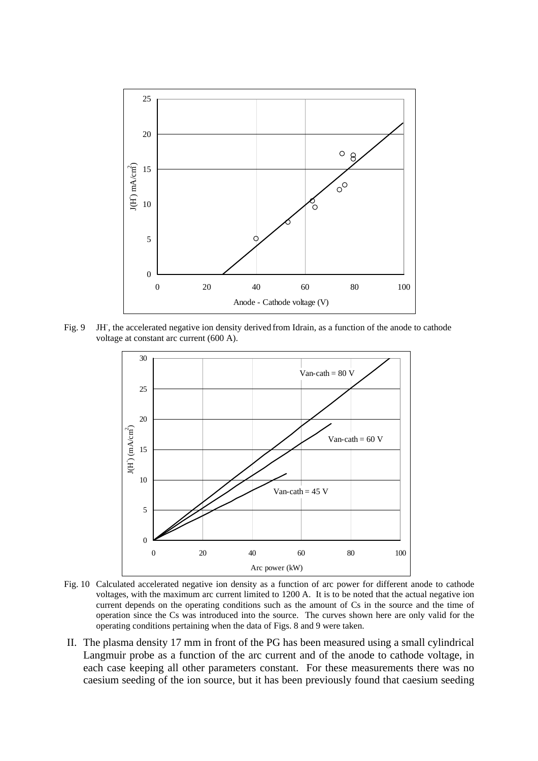Fig. 9 JH$^-$, the accelerated negative ion density derived from Idrain, as a function of the anode to cathode voltage at constant arc current (600 A).

Fig. 10 Calculated accelerated negative ion density as a function of arc power for different anode to cathode voltages, with the maximum arc current limited to 1200 A. It is to be noted that the actual negative ion current depends on the operating conditions such as the amount of Cs in the source and the time of operation since the Cs was introduced into the source. The curves shown here are only valid for the operating conditions pertaining when the data of Figs. 8 and 9 were taken.

II. The plasma density 17 mm in front of the PG has been measured using a small cylindrical Langmuir probe as a function of the arc current and of the anode to cathode voltage, in each case keeping all other parameters constant. For these measurements there was no caesium seeding of the ion source, but it has been previously found that caesium seeding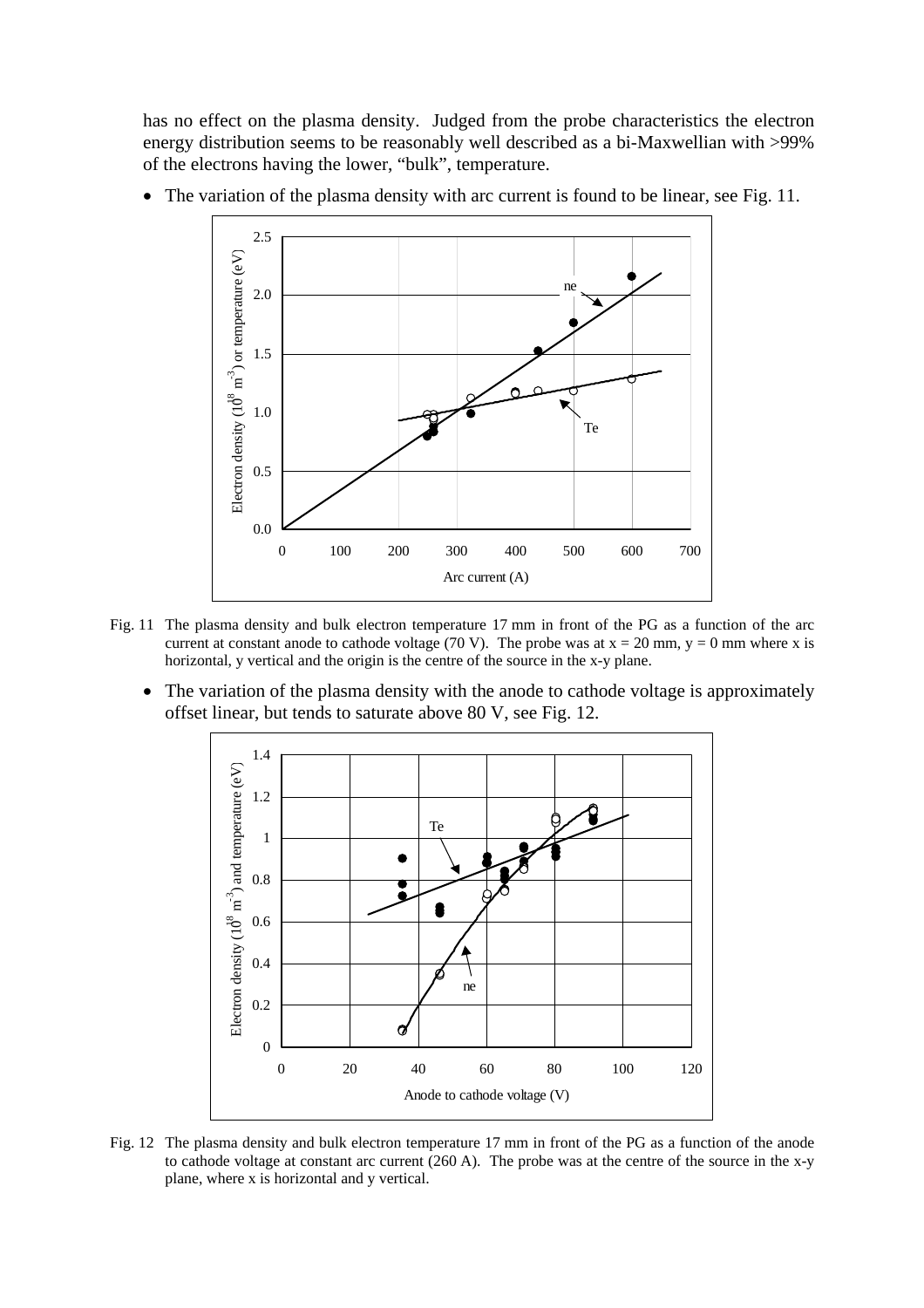has no effect on the plasma density. Judged from the probe characteristics the electron energy distribution seems to be reasonably well described as a bi-Maxwellian with >99% of the electrons having the lower, "bulk", temperature.

- The variation of the plasma density with arc current is found to be linear, see Fig. 11.

Fig. 11 The plasma density and bulk electron temperature 17 mm in front of the PG as a function of the arc current at constant anode to cathode voltage (70 V). The probe was at x = 20 mm, y = 0 mm where x is horizontal, y vertical and the origin is the centre of the source in the x-y plane.

- The variation of the plasma density with the anode to cathode voltage is approximately offset linear, but tends to saturate above 80 V, see Fig. 12.

Fig. 12 The plasma density and bulk electron temperature 17 mm in front of the PG as a function of the anode to cathode voltage at constant arc current (260 A). The probe was at the centre of the source in the x-y plane, where x is horizontal and y vertical.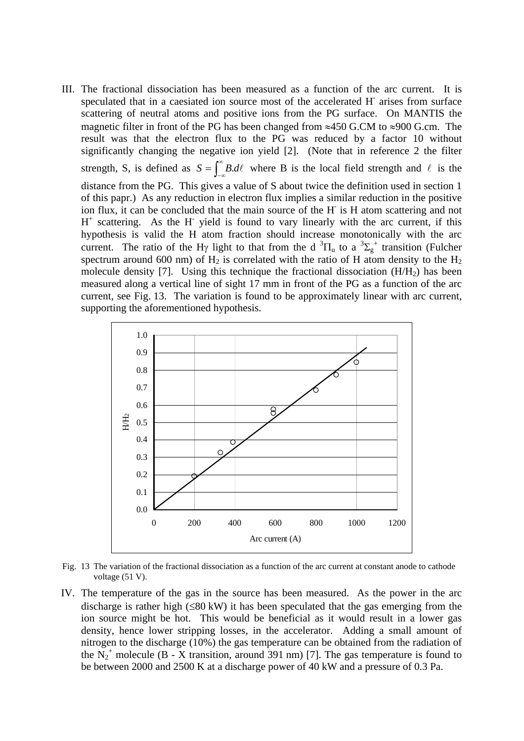III. The fractional dissociation has been measured as a function of the arc current. It is speculated that in a caesiated ion source most of the accelerated $H^-$ arises from surface scattering of neutral atoms and positive ions from the PG surface. On MANTIS the magnetic filter in front of the PG has been changed from ≈450 G.CM to ≈900 G.cm. The result was that the electron flux to the PG was reduced by a factor 10 without significantly changing the negative ion yield [2]. (Note that in reference 2 the filter strength, S, is defined as $S = \int_{-\infty}^{\infty} B.d\ell$ where B is the local field strength and $\ell$ is the distance from the PG. This gives a value of S about twice the definition used in section 1 of this papr.) As any reduction in electron flux implies a similar reduction in the positive ion flux, it can be concluded that the main source of the $H^-$ is H atom scattering and not $H^+$ scattering. As the $H^-$ yield is found to vary linearly with the arc current, if this hypothesis is valid the H atom fraction should increase monotonically with the arc current. The ratio of the Hγ light to that from the d $^3\Pi_u$ to a $^3\Sigma_g^+$ transition (Fulcher spectrum around 600 nm) of $H_2$ is correlated with the ratio of H atom density to the $H_2$ molecule density [7]. Using this technique the fractional dissociation ($H/H_2$) has been measured along a vertical line of sight 17 mm in front of the PG as a function of the arc current, see Fig. 13. The variation is found to be approximately linear with arc current, supporting the aforementioned hypothesis.

Fig. 13 The variation of the fractional dissociation as a function of the arc current at constant anode to cathode voltage (51 V).

IV. The temperature of the gas in the source has been measured. As the power in the arc discharge is rather high (≤80 kW) it has been speculated that the gas emerging from the ion source might be hot. This would be beneficial as it would result in a lower gas density, hence lower stripping losses, in the accelerator. Adding a small amount of nitrogen to the discharge (10%) the gas temperature can be obtained from the radiation of the $N_2^+$ molecule (B - X transition, around 391 nm) [7]. The gas temperature is found to be between 2000 and 2500 K at a discharge power of 40 kW and a pressure of 0.3 Pa.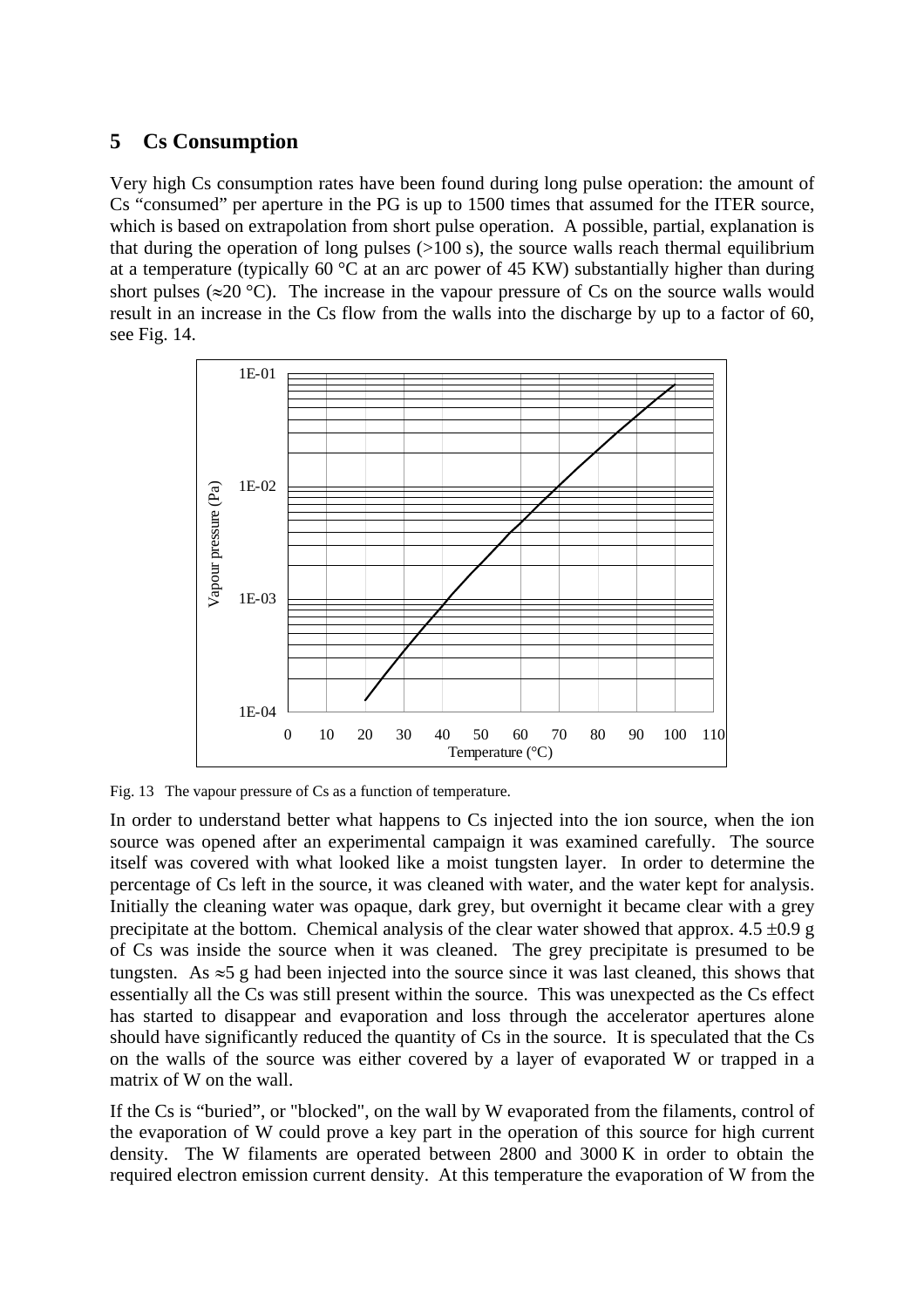## 5 Cs Consumption

Very high Cs consumption rates have been found during long pulse operation: the amount of Cs "consumed" per aperture in the PG is up to 1500 times that assumed for the ITER source, which is based on extrapolation from short pulse operation. A possible, partial, explanation is that during the operation of long pulses (>100 s), the source walls reach thermal equilibrium at a temperature (typically 60 °C at an arc power of 45 KW) substantially higher than during short pulses (≈20 °C). The increase in the vapour pressure of Cs on the source walls would result in an increase in the Cs flow from the walls into the discharge by up to a factor of 60, see Fig. 14.

Fig. 13 The vapour pressure of Cs as a function of temperature.

In order to understand better what happens to Cs injected into the ion source, when the ion source was opened after an experimental campaign it was examined carefully. The source itself was covered with what looked like a moist tungsten layer. In order to determine the percentage of Cs left in the source, it was cleaned with water, and the water kept for analysis. Initially the cleaning water was opaque, dark grey, but overnight it became clear with a grey precipitate at the bottom. Chemical analysis of the clear water showed that approx. 4.5 ±0.9 g of Cs was inside the source when it was cleaned. The grey precipitate is presumed to be tungsten. As ≈5 g had been injected into the source since it was last cleaned, this shows that essentially all the Cs was still present within the source. This was unexpected as the Cs effect has started to disappear and evaporation and loss through the accelerator apertures alone should have significantly reduced the quantity of Cs in the source. It is speculated that the Cs on the walls of the source was either covered by a layer of evaporated W or trapped in a matrix of W on the wall.

If the Cs is "buried", or "blocked", on the wall by W evaporated from the filaments, control of the evaporation of W could prove a key part in the operation of this source for high current density. The W filaments are operated between 2800 and 3000 K in order to obtain the required electron emission current density. At this temperature the evaporation of W from the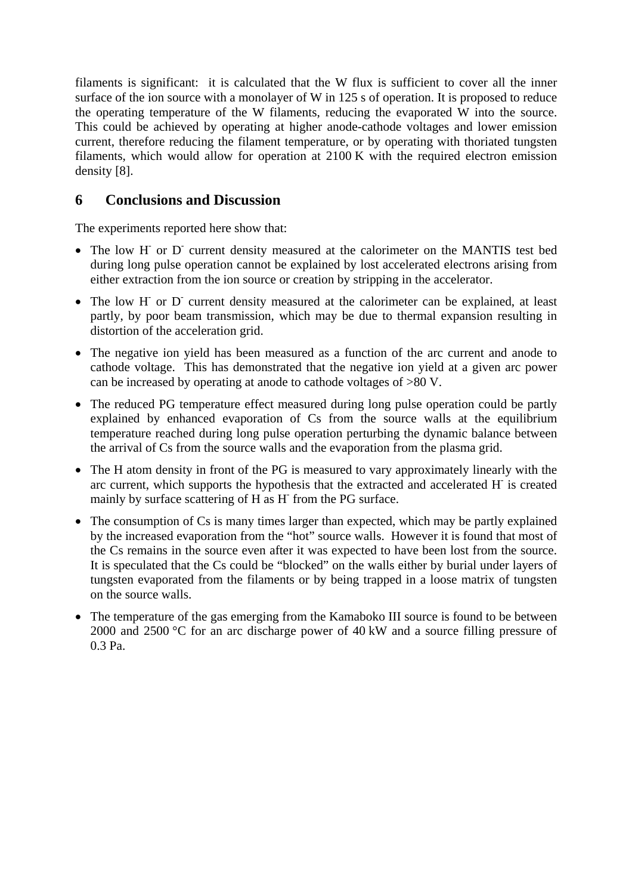filaments is significant: it is calculated that the W flux is sufficient to cover all the inner surface of the ion source with a monolayer of W in 125 s of operation. It is proposed to reduce the operating temperature of the W filaments, reducing the evaporated W into the source. This could be achieved by operating at higher anode-cathode voltages and lower emission current, therefore reducing the filament temperature, or by operating with thoriated tungsten filaments, which would allow for operation at 2100 K with the required electron emission density [8].

## 6 Conclusions and Discussion

The experiments reported here show that:

- The low $H^-$ or $D^-$ current density measured at the calorimeter on the MANTIS test bed during long pulse operation cannot be explained by lost accelerated electrons arising from either extraction from the ion source or creation by stripping in the accelerator.
- The low $H^-$ or $D^-$ current density measured at the calorimeter can be explained, at least partly, by poor beam transmission, which may be due to thermal expansion resulting in distortion of the acceleration grid.
- The negative ion yield has been measured as a function of the arc current and anode to cathode voltage. This has demonstrated that the negative ion yield at a given arc power can be increased by operating at anode to cathode voltages of >80 V.
- The reduced PG temperature effect measured during long pulse operation could be partly explained by enhanced evaporation of Cs from the source walls at the equilibrium temperature reached during long pulse operation perturbing the dynamic balance between the arrival of Cs from the source walls and the evaporation from the plasma grid.
- The H atom density in front of the PG is measured to vary approximately linearly with the arc current, which supports the hypothesis that the extracted and accelerated $H^-$ is created mainly by surface scattering of H as $H^-$ from the PG surface.
- The consumption of Cs is many times larger than expected, which may be partly explained by the increased evaporation from the "hot" source walls. However it is found that most of the Cs remains in the source even after it was expected to have been lost from the source. It is speculated that the Cs could be "blocked" on the walls either by burial under layers of tungsten evaporated from the filaments or by being trapped in a loose matrix of tungsten on the source walls.
- The temperature of the gas emerging from the Kamaboko III source is found to be between 2000 and 2500 °C for an arc discharge power of 40 kW and a source filling pressure of 0.3 Pa.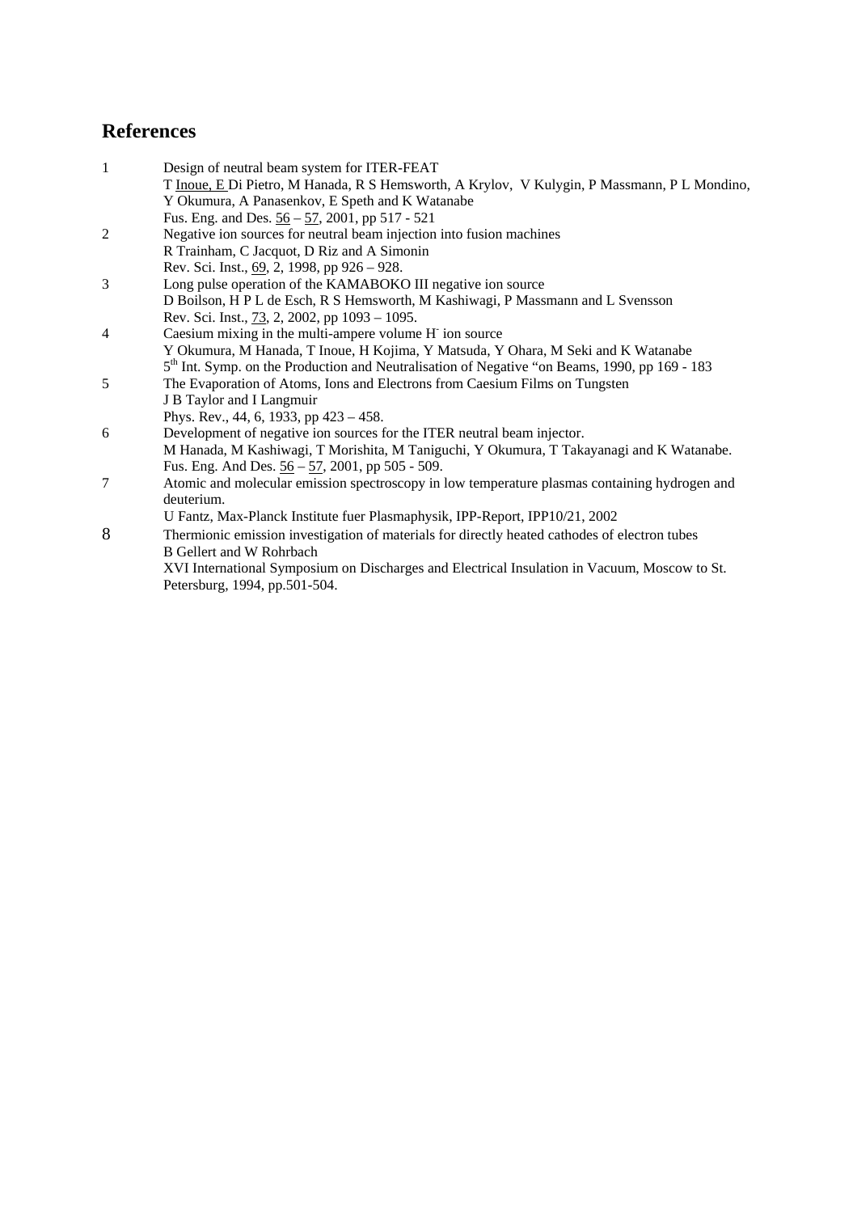## References

1. Design of neutral beam system for ITER-FEAT
   T Inoue, E Di Pietro, M Hanada, R S Hemsworth, A Krylov, V Kulygin, P Massmann, P L Mondino, Y Okumura, A Panasenkov, E Speth and K Watanabe
   Fus. Eng. and Des. 56 – 57, 2001, pp 517 - 521
2. Negative ion sources for neutral beam injection into fusion machines
   R Trainham, C Jacquot, D Riz and A Simonin
   Rev. Sci. Inst., 69, 2, 1998, pp 926 – 928.
3. Long pulse operation of the KAMABOKO III negative ion source
   D Boilson, H P L de Esch, R S Hemsworth, M Kashiwagi, P Massmann and L Svensson
   Rev. Sci. Inst., 73, 2, 2002, pp 1093 – 1095.
4. Caesium mixing in the multi-ampere volume $H^-$ ion source
   Y Okumura, M Hanada, T Inoue, H Kojima, Y Matsuda, Y Ohara, M Seki and K Watanabe
   5th Int. Symp. on the Production and Neutralisation of Negative "on Beams, 1990, pp 169 - 183
5. The Evaporation of Atoms, Ions and Electrons from Caesium Films on Tungsten
   J B Taylor and I Langmuir
   Phys. Rev., 44, 6, 1933, pp 423 – 458.
6. Development of negative ion sources for the ITER neutral beam injector.
   M Hanada, M Kashiwagi, T Morishita, M Taniguchi, Y Okumura, T Takayanagi and K Watanabe.
   Fus. Eng. And Des. 56 – 57, 2001, pp 505 - 509.
7. Atomic and molecular emission spectroscopy in low temperature plasmas containing hydrogen and deuterium.
   U Fantz, Max-Planck Institute fuer Plasmaphysik, IPP-Report, IPP10/21, 2002
8. Thermionic emission investigation of materials for directly heated cathodes of electron tubes
   B Gellert and W Rohrbach
   XVI International Symposium on Discharges and Electrical Insulation in Vacuum, Moscow to St. Petersburg, 1994, pp.501-504.